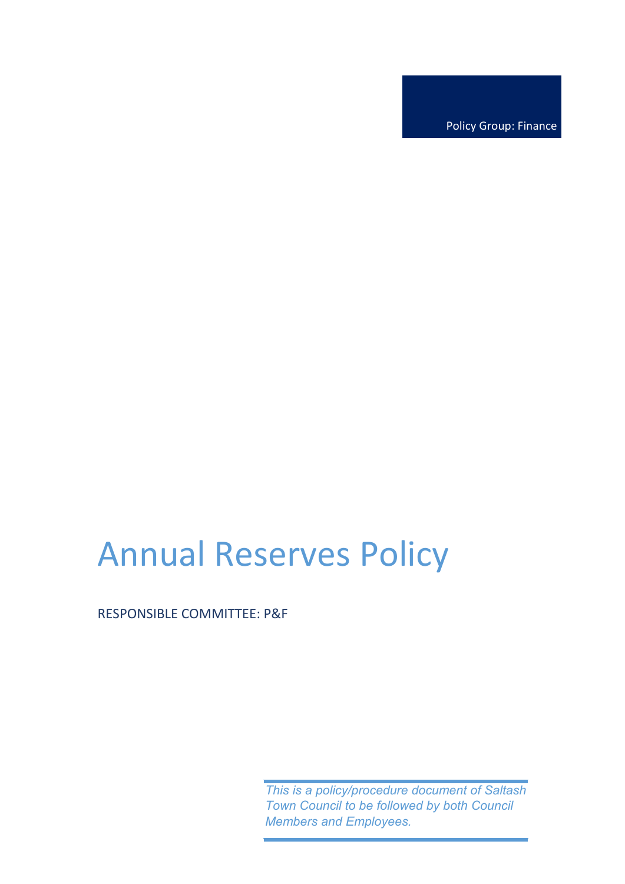Policy Group: Finance

# Annual Reserves Policy

RESPONSIBLE COMMITTEE: P&F

*This is a policy/procedure document of Saltash Town Council to be followed by both Council Members and Employees.*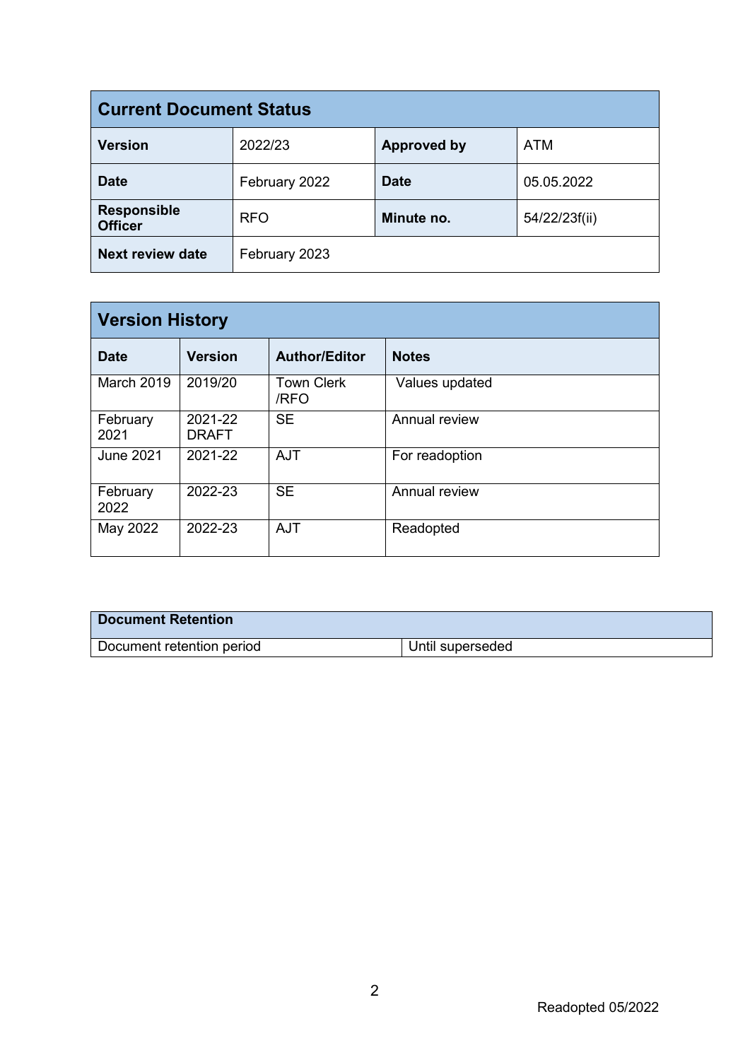| Current Document Status | | | |
|---|---|---|---|
| **Version** | 2022/23 | **Approved by** | ATM |
| **Date** | February 2022 | **Date** | 05.05.2022 |
| **Responsible Officer** | RFO | **Minute no.** | 54/22/23f(ii) |
| **Next review date** | February 2023 | | |

| Version History | | | |
|---|---|---|---|
| **Date** | **Version** | **Author/Editor** | **Notes** |
| March 2019 | 2019/20 | Town Clerk /RFO | Values updated |
| February 2021 | 2021-22 DRAFT | SE | Annual review |
| June 2021 | 2021-22 | AJT | For readoption |
| February 2022 | 2022-23 | SE | Annual review |
| May 2022 | 2022-23 | AJT | Readopted |

| Document Retention | |
|---|---|
| Document retention period | Until superseded |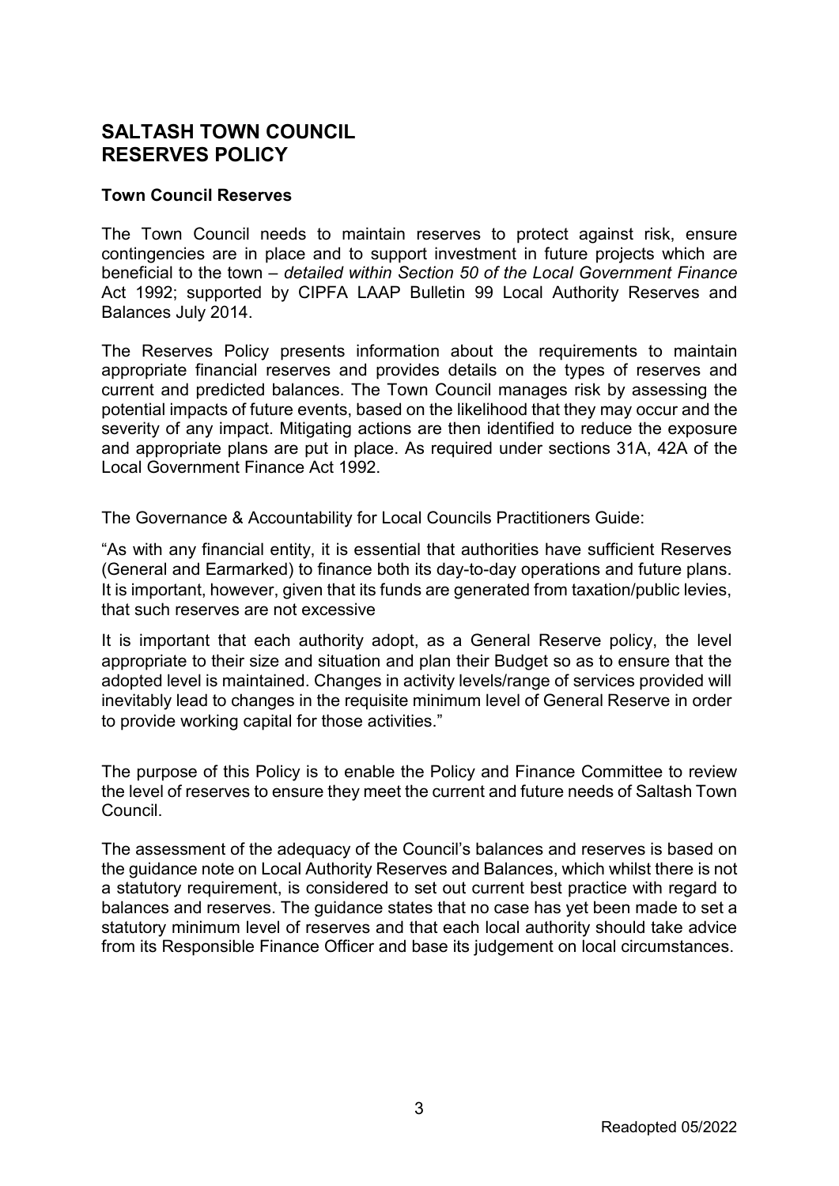# SALTASH TOWN COUNCIL
# RESERVES POLICY

**Town Council Reserves**

The Town Council needs to maintain reserves to protect against risk, ensure contingencies are in place and to support investment in future projects which are beneficial to the town – *detailed within Section 50 of the Local Government Finance* Act 1992; supported by CIPFA LAAP Bulletin 99 Local Authority Reserves and Balances July 2014.

The Reserves Policy presents information about the requirements to maintain appropriate financial reserves and provides details on the types of reserves and current and predicted balances. The Town Council manages risk by assessing the potential impacts of future events, based on the likelihood that they may occur and the severity of any impact. Mitigating actions are then identified to reduce the exposure and appropriate plans are put in place. As required under sections 31A, 42A of the Local Government Finance Act 1992.

The Governance & Accountability for Local Councils Practitioners Guide:

"As with any financial entity, it is essential that authorities have sufficient Reserves (General and Earmarked) to finance both its day-to-day operations and future plans. It is important, however, given that its funds are generated from taxation/public levies, that such reserves are not excessive

It is important that each authority adopt, as a General Reserve policy, the level appropriate to their size and situation and plan their Budget so as to ensure that the adopted level is maintained. Changes in activity levels/range of services provided will inevitably lead to changes in the requisite minimum level of General Reserve in order to provide working capital for those activities."

The purpose of this Policy is to enable the Policy and Finance Committee to review the level of reserves to ensure they meet the current and future needs of Saltash Town Council.

The assessment of the adequacy of the Council's balances and reserves is based on the guidance note on Local Authority Reserves and Balances, which whilst there is not a statutory requirement, is considered to set out current best practice with regard to balances and reserves. The guidance states that no case has yet been made to set a statutory minimum level of reserves and that each local authority should take advice from its Responsible Finance Officer and base its judgement on local circumstances.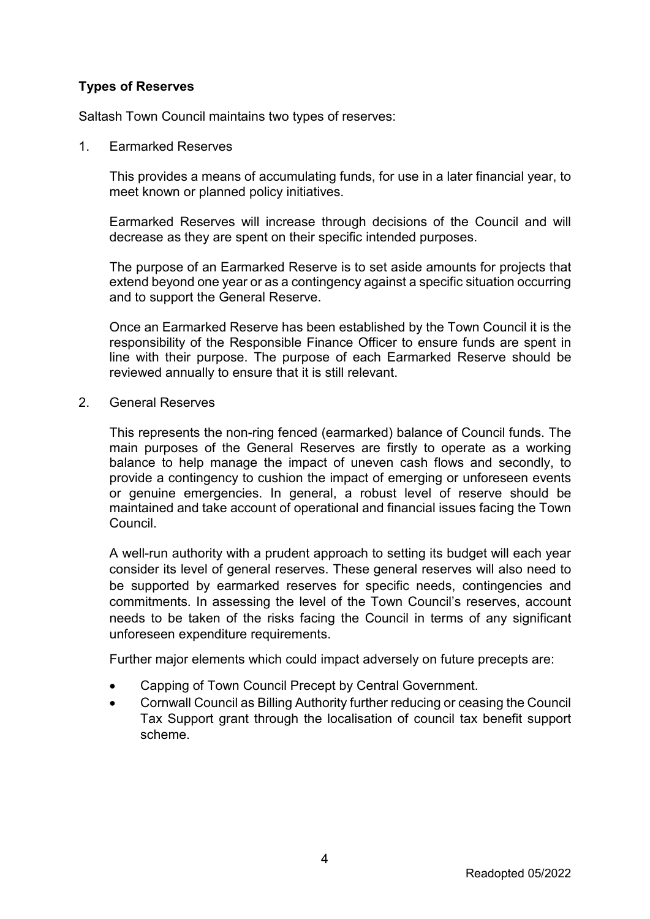**Types of Reserves**

Saltash Town Council maintains two types of reserves:

1. Earmarked Reserves

   This provides a means of accumulating funds, for use in a later financial year, to meet known or planned policy initiatives.

   Earmarked Reserves will increase through decisions of the Council and will decrease as they are spent on their specific intended purposes.

   The purpose of an Earmarked Reserve is to set aside amounts for projects that extend beyond one year or as a contingency against a specific situation occurring and to support the General Reserve.

   Once an Earmarked Reserve has been established by the Town Council it is the responsibility of the Responsible Finance Officer to ensure funds are spent in line with their purpose. The purpose of each Earmarked Reserve should be reviewed annually to ensure that it is still relevant.

2. General Reserves

   This represents the non-ring fenced (earmarked) balance of Council funds. The main purposes of the General Reserves are firstly to operate as a working balance to help manage the impact of uneven cash flows and secondly, to provide a contingency to cushion the impact of emerging or unforeseen events or genuine emergencies. In general, a robust level of reserve should be maintained and take account of operational and financial issues facing the Town Council.

   A well-run authority with a prudent approach to setting its budget will each year consider its level of general reserves. These general reserves will also need to be supported by earmarked reserves for specific needs, contingencies and commitments. In assessing the level of the Town Council's reserves, account needs to be taken of the risks facing the Council in terms of any significant unforeseen expenditure requirements.

   Further major elements which could impact adversely on future precepts are:

   - Capping of Town Council Precept by Central Government.
   - Cornwall Council as Billing Authority further reducing or ceasing the Council Tax Support grant through the localisation of council tax benefit support scheme.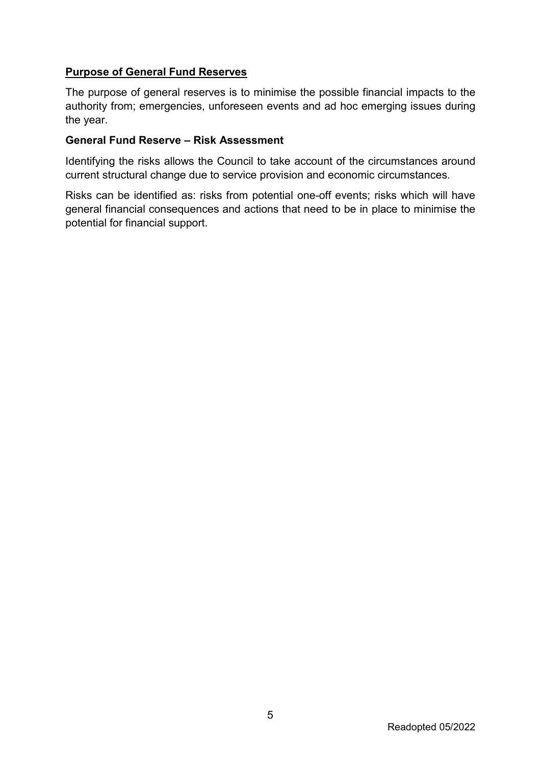## **Purpose of General Fund Reserves**

The purpose of general reserves is to minimise the possible financial impacts to the authority from; emergencies, unforeseen events and ad hoc emerging issues during the year.

### **General Fund Reserve – Risk Assessment**

Identifying the risks allows the Council to take account of the circumstances around current structural change due to service provision and economic circumstances.

Risks can be identified as: risks from potential one-off events; risks which will have general financial consequences and actions that need to be in place to minimise the potential for financial support.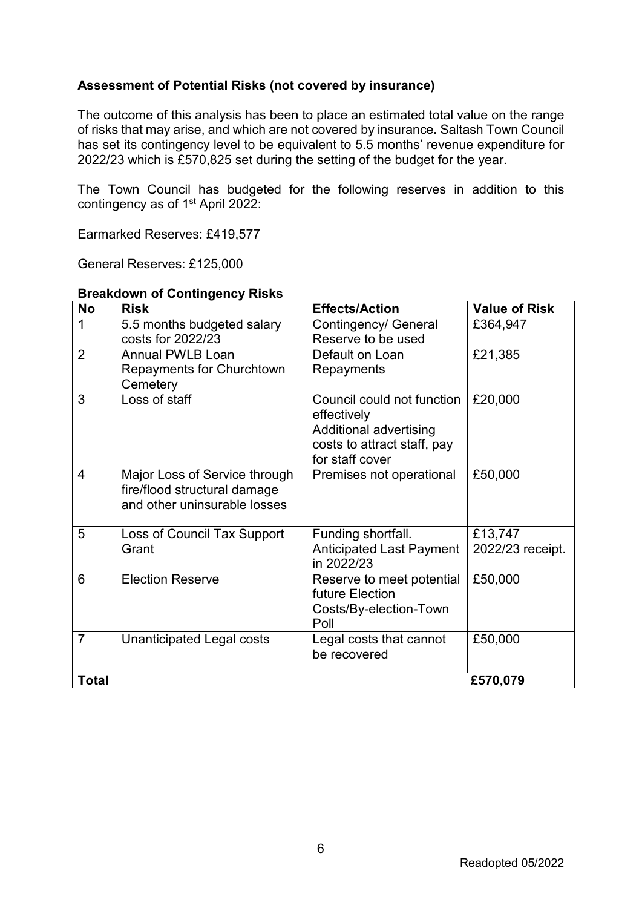### Assessment of Potential Risks (not covered by insurance)

The outcome of this analysis has been to place an estimated total value on the range of risks that may arise, and which are not covered by insurance**.** Saltash Town Council has set its contingency level to be equivalent to 5.5 months' revenue expenditure for 2022/23 which is £570,825 set during the setting of the budget for the year.

The Town Council has budgeted for the following reserves in addition to this contingency as of 1st April 2022:

Earmarked Reserves: £419,577

General Reserves: £125,000

**Breakdown of Contingency Risks**

| No | Risk | Effects/Action | Value of Risk |
|---|---|---|---|
| 1 | 5.5 months budgeted salary costs for 2022/23 | Contingency/ General Reserve to be used | £364,947 |
| 2 | Annual PWLB Loan Repayments for Churchtown Cemetery | Default on Loan Repayments | £21,385 |
| 3 | Loss of staff | Council could not function effectively<br>Additional advertising costs to attract staff, pay for staff cover | £20,000 |
| 4 | Major Loss of Service through fire/flood structural damage and other uninsurable losses | Premises not operational | £50,000 |
| 5 | Loss of Council Tax Support Grant | Funding shortfall.<br>Anticipated Last Payment in 2022/23 | £13,747<br>2022/23 receipt. |
| 6 | Election Reserve | Reserve to meet potential future Election Costs/By-election-Town Poll | £50,000 |
| 7 | Unanticipated Legal costs | Legal costs that cannot be recovered | £50,000 |
| **Total** | | | **£570,079** |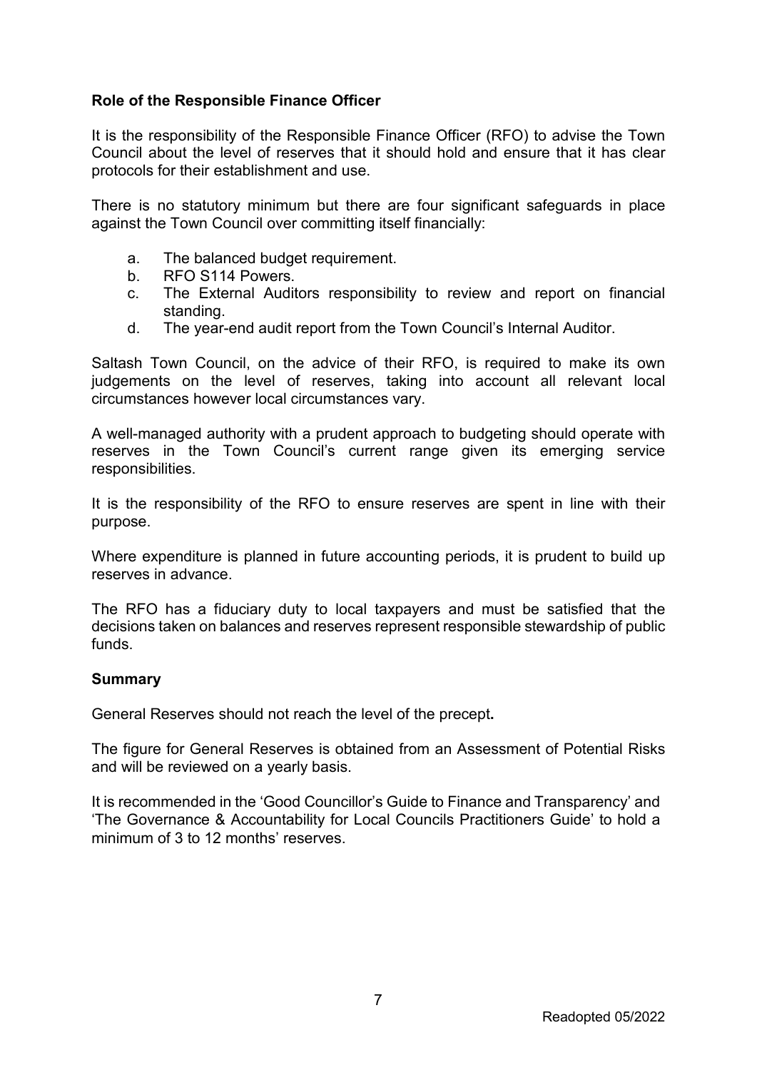**Role of the Responsible Finance Officer**

It is the responsibility of the Responsible Finance Officer (RFO) to advise the Town Council about the level of reserves that it should hold and ensure that it has clear protocols for their establishment and use.

There is no statutory minimum but there are four significant safeguards in place against the Town Council over committing itself financially:

a. The balanced budget requirement.
b. RFO S114 Powers.
c. The External Auditors responsibility to review and report on financial standing.
d. The year-end audit report from the Town Council's Internal Auditor.

Saltash Town Council, on the advice of their RFO, is required to make its own judgements on the level of reserves, taking into account all relevant local circumstances however local circumstances vary.

A well-managed authority with a prudent approach to budgeting should operate with reserves in the Town Council's current range given its emerging service responsibilities.

It is the responsibility of the RFO to ensure reserves are spent in line with their purpose.

Where expenditure is planned in future accounting periods, it is prudent to build up reserves in advance.

The RFO has a fiduciary duty to local taxpayers and must be satisfied that the decisions taken on balances and reserves represent responsible stewardship of public funds.

**Summary**

General Reserves should not reach the level of the precept**.**

The figure for General Reserves is obtained from an Assessment of Potential Risks and will be reviewed on a yearly basis.

It is recommended in the 'Good Councillor's Guide to Finance and Transparency' and 'The Governance & Accountability for Local Councils Practitioners Guide' to hold a minimum of 3 to 12 months' reserves.

Readopted 05/2022